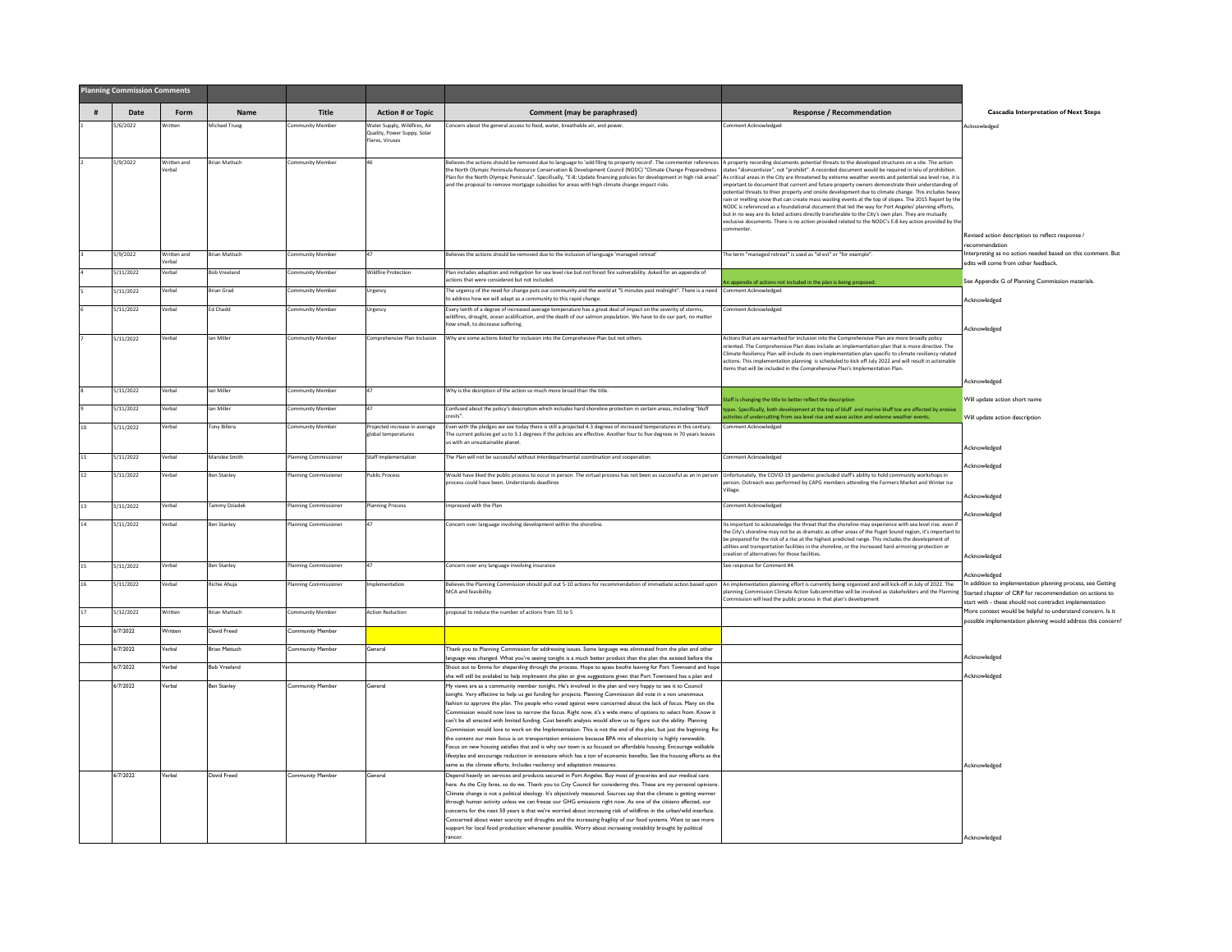## Planning Commission Comments

| # | Date | Form | Name | Title | Action # or Topic | Comment (may be paraphrased) | Response / Recommendation | Cascadia Interpretation of Next Steps |
|---|---|---|---|---|---|---|---|---|
| 1 | 5/6/2022 | Written | Michael Truog | Community Member | Water Supply, Wildfires, Air Quality, Power Suppy, Solar Flares, Viruses | Concern about the general access to food, water, breathable air, and power. | Comment Acknowledged | Acknowledged |
| 2 | 5/9/2022 | Written and Verbal | Brian Mattuch | Community Member | 46 | Believes the actions should be removed due to language to 'add filing to property record'. The commenter references the North Olympic Peninsula Resource Conservation & Development Council (NODC) "Climate Change Preparedness Plan for the North Olympic Peninsula". Specifically, "E-8: Update financing policies for development in high risk areas" and the proposal to remove mortgage subsidies for areas with high climate change impact risks. | A property recording documents potential threats to the developed structures on a site. The action states "disincentivize", not "prohibit". A recorded document would be required in leiu of prohibition. As critical areas in the City are threatened by extreme weather events and potential sea level rise, it is important to document that current and future property owners demonstrate their understanding of potential threats to thier property and onsite development due to climate change. This includes heavy rain or melting snow that can create mass wasting events at the top of slopes. The 2015 Report by the NODC is referenced as a foundational document that led the way for Port Angeles' planning efforts, but in no way are its listed actions directly transferable to the City's own plan. They are mutually exclusive documents. There is no action provided related to the NODC's E-8 key action provided by the commenter. | Revised action description to reflect response / recommendation |
| 3 | 5/9/2022 | Written and Verbal | Brian Mattuch | Community Member | 47 | Believes the actions should be removed due to the inclusion of language 'managed retreat' | The term "managed retreat" is used as "id est" or "for example". | Interpreting as no action needed based on this comment. But edits will come from other feedback. |
| 4 | 5/11/2022 | Verbal | Bob Vreeland | Community Member | Wildfire Protection | Plan includes adaption and mitigation for sea level rise but not forest fire vulnerability. Asked for an appendix of actions that were considered but not included. | An appendix of actions not included in the plan is being proposed. | See Appendix G of Planning Commission materials. |
| 5 | 5/11/2022 | Verbal | Brian Grad | Community Member | Urgency | The urgency of the need for change puts our community and the world at "5 minutes past midnight". There is a need to address how we will adapt as a community to this rapid change. | Comment Acknowledged | Acknowledged |
| 6 | 5/11/2022 | Verbal | Ed Chadd | Community Member | Urgency | Every tenth of a degree of increased average temperature has a great deal of impact on the severity of storms, wildfires, drought, ocean acidification, and the death of our salmon population. We have to do our part, no matter how small, to decrease suffering. | Comment Acknowledged | Acknowledged |
| 7 | 5/11/2022 | Verbal | Ian Miller | Community Member | Comprehensive Plan Inclusion | Why are some actions listed for inclusion into the Comprehesive Plan but not others. | Actions that are earmarked for inclusion into the Comprehensive Plan are more broadly policy oriented. The Comprehensive Plan does include an implementation plan that is more directive. The Climate Resiliency Plan will include its own implementation plan specific to climate resiliency related actions. This implementation planning is scheduled to kick off July 2022 and will result in actionable items that will be included in the Comprehensive Plan's Implementation Plan. | Acknowledged |
| 8 | 5/11/2022 | Verbal | Ian Miller | Community Member | 47 | Why is the desription of the action so much more broad than the title. | Staff is changing the title to better reflect the description | Will update action short name |
| 9 | 5/11/2022 | Verbal | Ian Miller | Community Member | 47 | Confused about the policy's description which includes hard shoreline protection in certain areas, including "bluff crests". | types. Specifically, both development at the top of bluff and marine bluff toe are affected by erosive activites of undercutting from sea level rise and wave action and exteme weather events. | Will update action description |
| 10 | 5/11/2022 | Verbal | Tony Billera | Community Member | Projected increase in average global temperatures | Even with the pledges we see today there is still a projected 4.3 degrees of increased temperatures in this century. The current policies get us to 3.1 degrees if the policies are effective. Another four to five degrees in 70 years leaves us with an unsustainable planet. | Comment Acknowledged | Acknowledged |
| 11 | 5/11/2022 | Verbal | Marolee Smith | Planning Commissioner | Staff Implementation | The Plan will not be successful without interdepartmental coordination and cooperation. | Comment Acknowledged | Acknowledged |
| 12 | 5/11/2022 | Verbal | Ben Stanley | Planning Commissioner | Public Process | Would have liked the public process to occur in person. The virtual process has not been as successful as an in person process could have been. Understands deadlines | Unfortunately, the COVID-19 pandemic precluded staff's ability to hold community workshops in person. Outreach was performed by CAPG members attending the Farmers Market and Winter Ice Village. | Acknowledged |
| 13 | 5/11/2022 | Verbal | Tammy Dziadek | Planning Commissioner | Planning Process | Impressed with the Plan | Comment Acknowledged | Acknowledged |
| 14 | 5/11/2022 | Verbal | Ben Stanley | Planning Commissioner | 47 | Concern over language involving development within the shoreline. | Its important to acknowledge the threat that the shoreline may experience with sea level rise. even if the City's shoreline may not be as dramatic as other areas of the Puget Sound region, it's important to be prepared for the risk of a rise at the highest predicted range. This includes the development of utilities and transportation facilities in the shoreline, or the increased hard armoring protection or creation of alternatives for those facilities. | Acknowledged |
| 15 | 5/11/2022 | Verbal | Ben Stanley | Planning Commissioner | 47 | Concern over any language involving insurance | See response for Comment #4. | Acknowledged |
| 16 | 5/11/2022 | Verbal | Richie Ahuja | Planning Commissioner | Implementation | Believes the Planning Commission should pull out 5-10 actions for recommendation of immediate action based upon MCA and feasibility. | An implementation planning effort is currently being organized and will kick-off in July of 2022. The planning Commission Climate Action Subcommittee will be involved as stakeholders and the Planning Commission will lead the public process in that plan's development | In addition to implementation planning process, see Getting Started chapter of CRP for recommendation on actions to start with - these should not contradict implementation |
| 17 | 5/12/2022 | Written | Brian Mattuch | Community Member | Action Reduction | proposal to reduce the number of actions from 55 to 5 | | More context would be helpful to understand concern. Is it possible implementation planning would address this concern? |
| | 6/7/2022 | Written | David Freed | Community Member | | | | |
| | 6/7/2022 | Verbal | Brian Mattuch | Community Member | General | Thank you to Planning Commission for addressing issues. Some language was eliminated from the plan and other language was changed. What you're seeing tonight is a much better product than the plan the existed before the | | Acknowledged |
| | 6/7/2022 | Verbal | Bob Vreeland | | | Shout out to Emma for sheparding through the process. Hope to apass beofre leaving for Port Townsend and hope she will still be availabel to help implmeent the plan or give suggestions given that Port Townsend has a plan and | | Acknowledged |
| | 6/7/2022 | Verbal | Ben Stanley | Community Member | General | My views are as a community member tonight. He's involved in the plan and very happy to see it to Council tonight. Very effective to help us get funding for projects. Planning Commission did vote in a non unanimous fashion to approve the plan. The people who voted against were concerned about the lack of focus. Many on the Commission would now love to narrow the focus. Right now, it's a wide menu of options to select from. Know it can't be all enacted with limited funding. Cost benefit analysis would allow us to figure out the ability. Planning Commission would love to work on the Implementation. This is not the end of the plan, but just the beginning. Re: the content our main focus is on transportation emissions because BPA mix of electricity is highly renewable. Focus on new housing satisfies that and is why our town is so focused on affordable housing. Encourage walkable lifestyles and encourage reduction in emissions which has a ton of economic benefits. See the housing efforts as the same as the climate efforts. Includes resiliency and adaptation measures. | | Acknowledged |
| | 6/7/2022 | Verbal | David Freed | Community Member | General | Depend heavily on services and products secured in Port Angeles. Buy most of groceries and our medical care here. As the City fares, so do we. Thank you to City Council for considering this. These are my personal opinions. Climate change is not a political ideology. It's objectively measured. Sources say that the climate is getting warmer through human activity unless we can freeze our GHG emissions right now. As one of the citizens affected, our concerns for the next 50 years is that we're worried about increasing risk of wildfires in the urban/wild interface. Concerned about water scarcity and droughts and the increasing fragility of our food systems. Want to see more support for local food production whenever possible. Worry about increasing instability brought by political rancor. | | Acknowledged |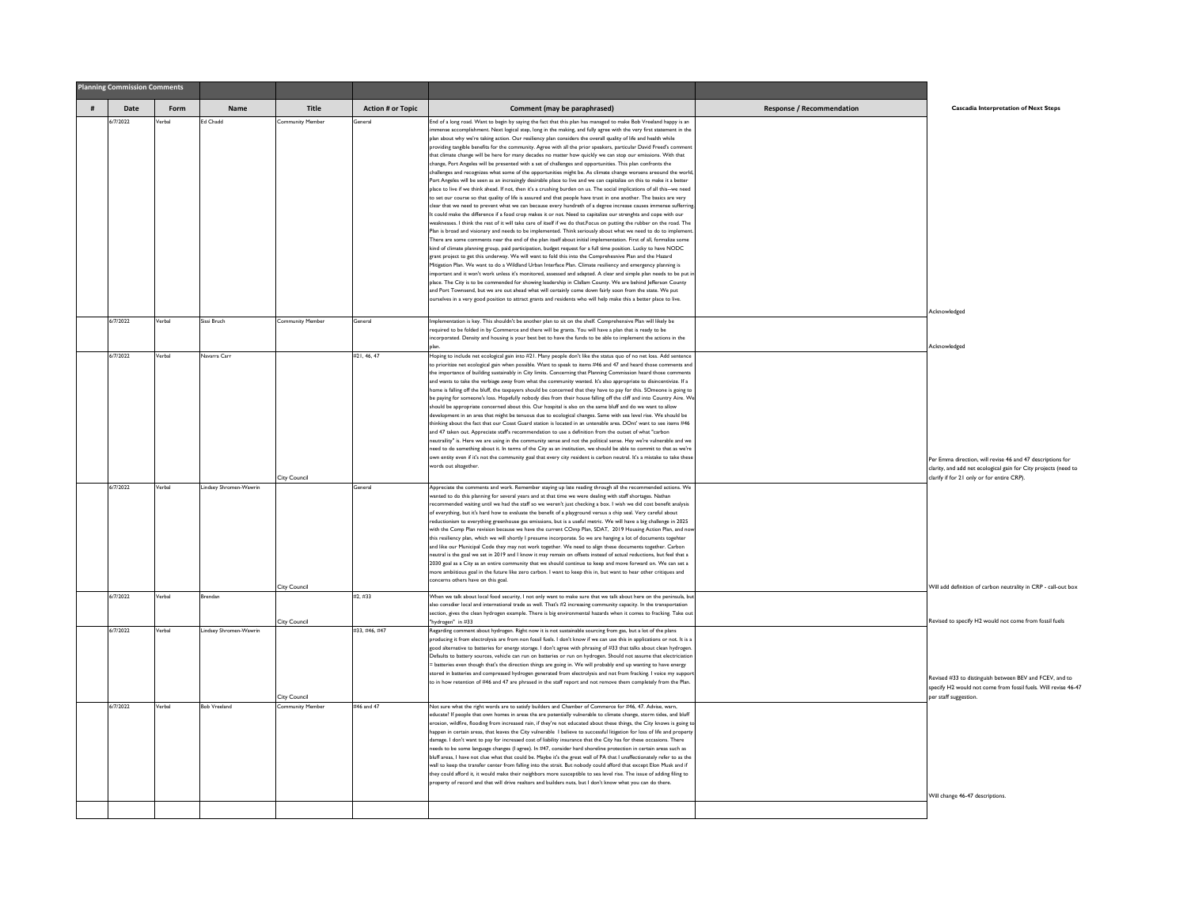| Planning Commission Comments | | | | | | | |
|---|---|---|---|---|---|---|---|
| # | Date | Form | Name | Title | Action # or Topic | Comment (may be paraphrased) | Response / Recommendation | Cascadia Interpretation of Next Steps |
| | 6/7/2022 | Verbal | Ed Chadd | Community Member | General | End of a long road. Want to begin by saying the fact that this plan has managed to make Bob Vreeland happy is an immense accomplishment. Next logical step, long in the making, and fully agree with the very first statement in the plan about why we're taking action. Our resiliency plan considers the overall quality of life and health while providing tangible benefits for the community. Agree with all the prior speakers, particular David Freed's comment that climate change will be here for many decades no matter how quickly we can stop our emissions. With that change, Port Angeles will be presented with a set of challenges and opportunities. This plan confronts the challenges and recognizes what some of the opportunities might be. As climate change worsens areound the world, Port Angeles will be seen as an incrasingly desirable place to live and we can capitalize on this to make it a better place to live if we think ahead. If not, then it's a crushing burden on us. The social implications of all this--we need to set our course so that quality of life is assured and that people have trust in one another. The basics are very clear that we need to prevent what we can because every hundreth of a degree increase causes immense suffering. It could make the difference if a food crop makes it or not. Need to capitalize our strenghts and cope with our weaknesses. I think the rest of it will take care of itself if we do that.Focus on putting the rubber on the road. The Plan is broad and visionary and needs to be implemented. Think seriously about what we need to do to implement. There are some comments near the end of the plan itself about initial implementation. First of all, formalize some kind of climate planning group, paid participation, budget request for a full time position. Lucky to have NODC grant project to get this underway. We will want to fold this into the Comprehesnive Plan and the Hazard Mitigation Plan. We want to do a Wildland Urban Interface Plan. Climate resiliency and emergency planning is important and it won't work unless it's monitored, assessed and adapted. A clear and simple plan needs to be put in place. The City is to be commended for showing leadership in Clallam County. We are behind Jefferson County and Port Townsend, but we are out ahead what will certainly come down fairly soon from the state. We put ourselves in a very good position to attract grants and residents who will help make this a better place to live. | | Acknowledged |
| | 6/7/2022 | Verbal | Sissi Bruch | Community Member | General | Implementation is key. This shouldn't be another plan to sit on the shelf. Comprehensive Plan will likely be required to be folded in by Commerce and there will be grants. You will have a plan that is ready to be incorporated. Density and housing is your best bet to have the funds to be able to implement the actions in the plan. | | Acknowledged |
| | 6/7/2022 | Verbal | Navarra Carr | City Council | #21, 46, 47 | Hoping to include net ecological gain into #21. Many people don't like the status quo of no net loss. Add sentence to prioritize net ecological gain when possible. Want to speak to items #46 and 47 and heard those comments and the importance of building sustainably in City limits. Concerning that Planning Commission heard those comments and wants to take the verbiage away from what the community wanted. It's also appropriate to disincentivize. If a home is falling off the bluff, the taxpayers should be concerned that they have to pay for this. SOmeone is going to be paying for someone's loss. Hopefully nobody dies from their house falling off the cliff and into Country Aire. We should be appropriate concerned about this. Our hospital is also on the same bluff and do we want to allow development in an area that might be tenuous due to ecological changes. Same with sea level rise. We should be thinking about the fact that our Coast Guard station is located in an untenable area. DOnt' want to see items #46 and 47 taken out. Appreciate staff's recommendation to use a definition from the outset of what "carbon neutrality" is. Here we are using in the community sense and not the political sense. Hey we're vulnerable and we need to do something about it. In terms of the City as an institution, we should be able to commit to that as we're own entity even if it's not the community goal that every city resident is carbon neutral. It's a mistake to take these words out altogether. | | Per Emma direction, will revise 46 and 47 descriptions for clarity, and add net ecological gain for City projects (need to clarify if for 21 only or for entire CRP). |
| | 6/7/2022 | Verbal | Lindsey Shromen-Wawrin | City Council | General | Appreciate the comments and work. Remember staying up late reading through all the recommended actions. We wanted to do this planning for several years and at that time we were dealing with staff shortages. Nathan recommended waiting until we had the staff so we weren't just checking a box. I wish we did cost benefit analysis of everything, but it's hard how to evaluate the benefit of a playground versus a chip seal. Very careful about reductionism to everything greenhouse gas emissions, but is a useful metric. We will have a big challenge in 2025 with the Comp Plan revision because we have the current COmp Plan, SDAT, 2019 Housing Action Plan, and now this resiliency plan, which we will shortly I presume incorporate. So we are hanging a lot of documents together and like our Municipal Code they may not work together. We need to align these documents together. Carbon neutral is the goal we set in 2019 and I know it may remain on offsets instead of actual reductions, but feel that a 2030 goal as a City as an entire community that we should continue to keep and move forward on. We can set a more ambitious goal in the future like zero carbon. I want to keep this in, but want to hear other critiques and concerns others have on this goal. | | Will add definition of carbon neutrality in CRP - call-out box |
| | 6/7/2022 | Verbal | Brendan | City Council | #2, #33 | When we talk about local food security, I not only want to make sure that we talk about here on the peninsula, but also consider local and international trade as well. That's #2 increasing community capacity. In the transportation section, gives the clean hydrogen example. There is big environmental hazards when it comes to fracking. Take out "hydrogen" in #33 | | Revised to specify H2 would not come from fossil fuels |
| | 6/7/2022 | Verbal | Lindsey Shromen-Wawrin | City Council | #33, #46, #47 | Regarding comment about hydrogen. Right now it is not sustainable sourcing from gas, but a lot of the plans producing it from electrolysis are from non fossil fuels. I don't know if we can use this in applications or not. It is a good alternative to batteries for energy storage. I don't agree with phrasing of #33 that talks about clean hydrogen. Defaults to battery sources, vehicle can run on batteries or run on hydrogen. Should not assume that electricisation = batteries even though that's the direction things are going in. We will probably end up wanting to have energy stored in batteries and compressed hydrogen generated from electrolysis and not from fracking. I voice my support to in how retention of #46 and 47 are phrased in the staff report and not remove them completely from the Plan. | | Revised #33 to distinguish between BEV and FCEV, and to specify H2 would not come from fossil fuels. Will revise 46-47 per staff suggestion. |
| | 6/7/2022 | Verbal | Bob Vreeland | Community Member | #46 and 47 | Not sure what the right words are to satisfy builders and Chamber of Commerce for #46, 47. Advise, warn, educate? If people that own homes in areas the are potentially vulnerable to climate change, storm tides, and bluff erosion, wildfire, flooding from increased rain, if they're not educated about these things, the City knows is going to happen in certain areas, that leaves the City vulnerable. I believe to successful litigation for loss of life and property damage. I don't want to pay for increased cost of liability insurance that the City has for these occasions. There needs to be some language changes (I agree). In #47, consider hard shoreline protection in certain areas such as bluff areas, I have not clue what that could be. Maybe it's the great wall of PA that I unaffectionately refer to as the wall to keep the transfer center from falling into the strait. But nobody could afford that except Elon Musk and if they could afford it, it would make their neighbors more susceptible to sea level rise. The issue of adding filing to property of record and that will drive realtors and builders nuts, but I don't know what you can do there. | | Will change 46-47 descriptions. |
| | | | | | | | | |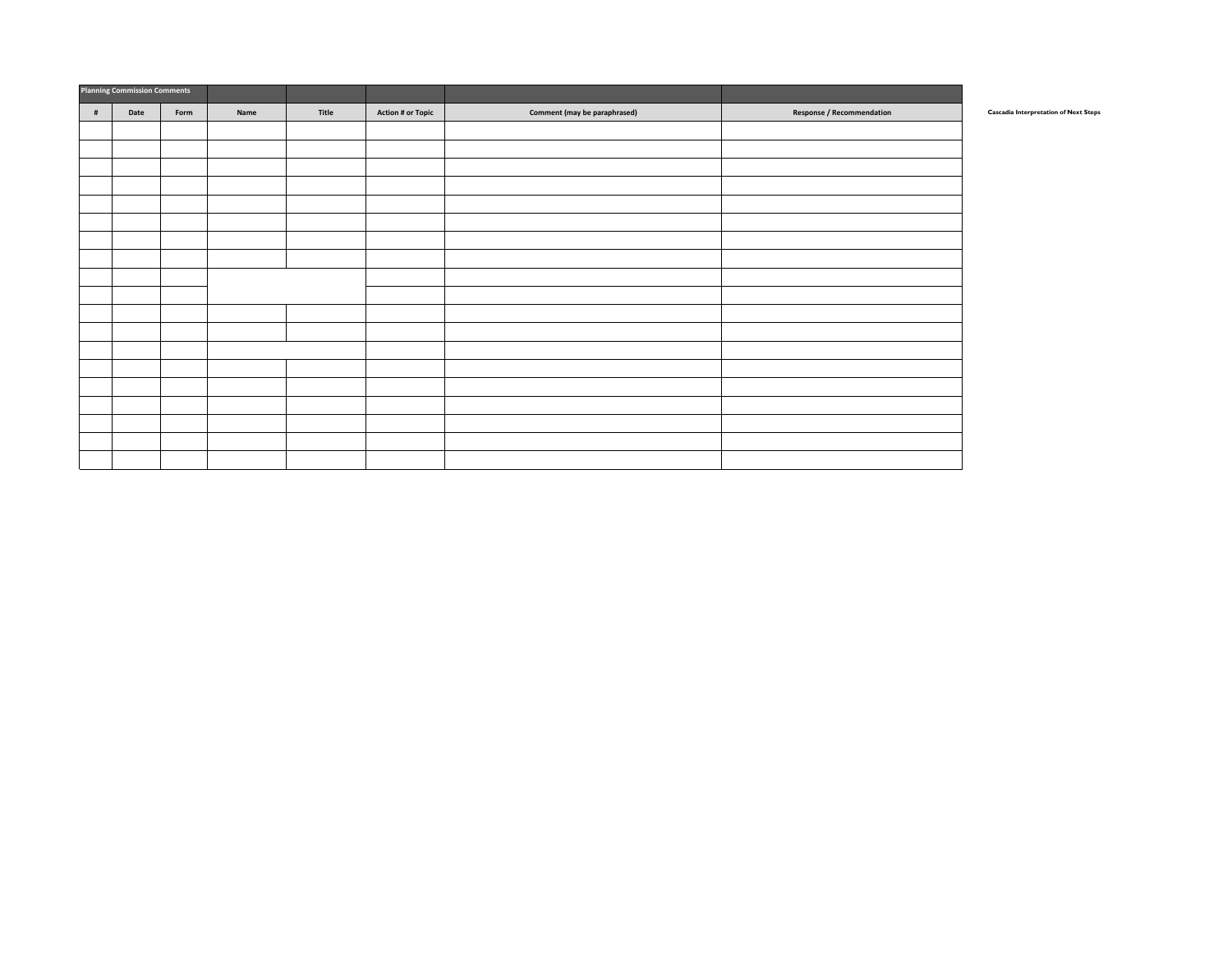| Planning Commission Comments | | | | | | | | |
|---|---|---|---|---|---|---|---|---|
| # | Date | Form | Name | Title | Action # or Topic | Comment (may be paraphrased) | Response / Recommendation | Cascadia Interpretation of Next Steps |
| | | | | | | | | |
| | | | | | | | | |
| | | | | | | | | |
| | | | | | | | | |
| | | | | | | | | |
| | | | | | | | | |
| | | | | | | | | |
| | | | | | | | | |
| | | | | | | | | |
| | | | | | | | | |
| | | | | | | | | |
| | | | | | | | | |
| | | | | | | | | |
| | | | | | | | | |
| | | | | | | | | |
| | | | | | | | | |
| | | | | | | | | |
| | | | | | | | | |
| | | | | | | | | |